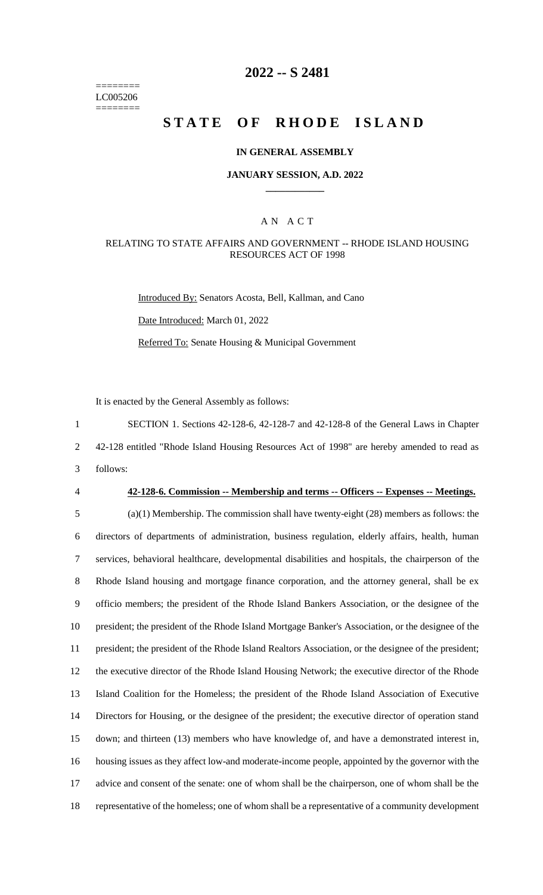========
LC005206
========

# 2022 -- S 2481

# STATE OF RHODE ISLAND

## IN GENERAL ASSEMBLY

### JANUARY SESSION, A.D. 2022

A N A C T

RELATING TO STATE AFFAIRS AND GOVERNMENT -- RHODE ISLAND HOUSING RESOURCES ACT OF 1998

Introduced By: Senators Acosta, Bell, Kallman, and Cano

Date Introduced: March 01, 2022

Referred To: Senate Housing & Municipal Government

It is enacted by the General Assembly as follows:

SECTION 1. Sections 42-128-6, 42-128-7 and 42-128-8 of the General Laws in Chapter 42-128 entitled "Rhode Island Housing Resources Act of 1998" are hereby amended to read as follows:

**42-128-6. Commission -- Membership and terms -- Officers -- Expenses -- Meetings.**

(a)(1) Membership. The commission shall have twenty-eight (28) members as follows: the directors of departments of administration, business regulation, elderly affairs, health, human services, behavioral healthcare, developmental disabilities and hospitals, the chairperson of the Rhode Island housing and mortgage finance corporation, and the attorney general, shall be ex officio members; the president of the Rhode Island Bankers Association, or the designee of the president; the president of the Rhode Island Mortgage Banker's Association, or the designee of the president; the president of the Rhode Island Realtors Association, or the designee of the president; the executive director of the Rhode Island Housing Network; the executive director of the Rhode Island Coalition for the Homeless; the president of the Rhode Island Association of Executive Directors for Housing, or the designee of the president; the executive director of operation stand down; and thirteen (13) members who have knowledge of, and have a demonstrated interest in, housing issues as they affect low-and moderate-income people, appointed by the governor with the advice and consent of the senate: one of whom shall be the chairperson, one of whom shall be the representative of the homeless; one of whom shall be a representative of a community development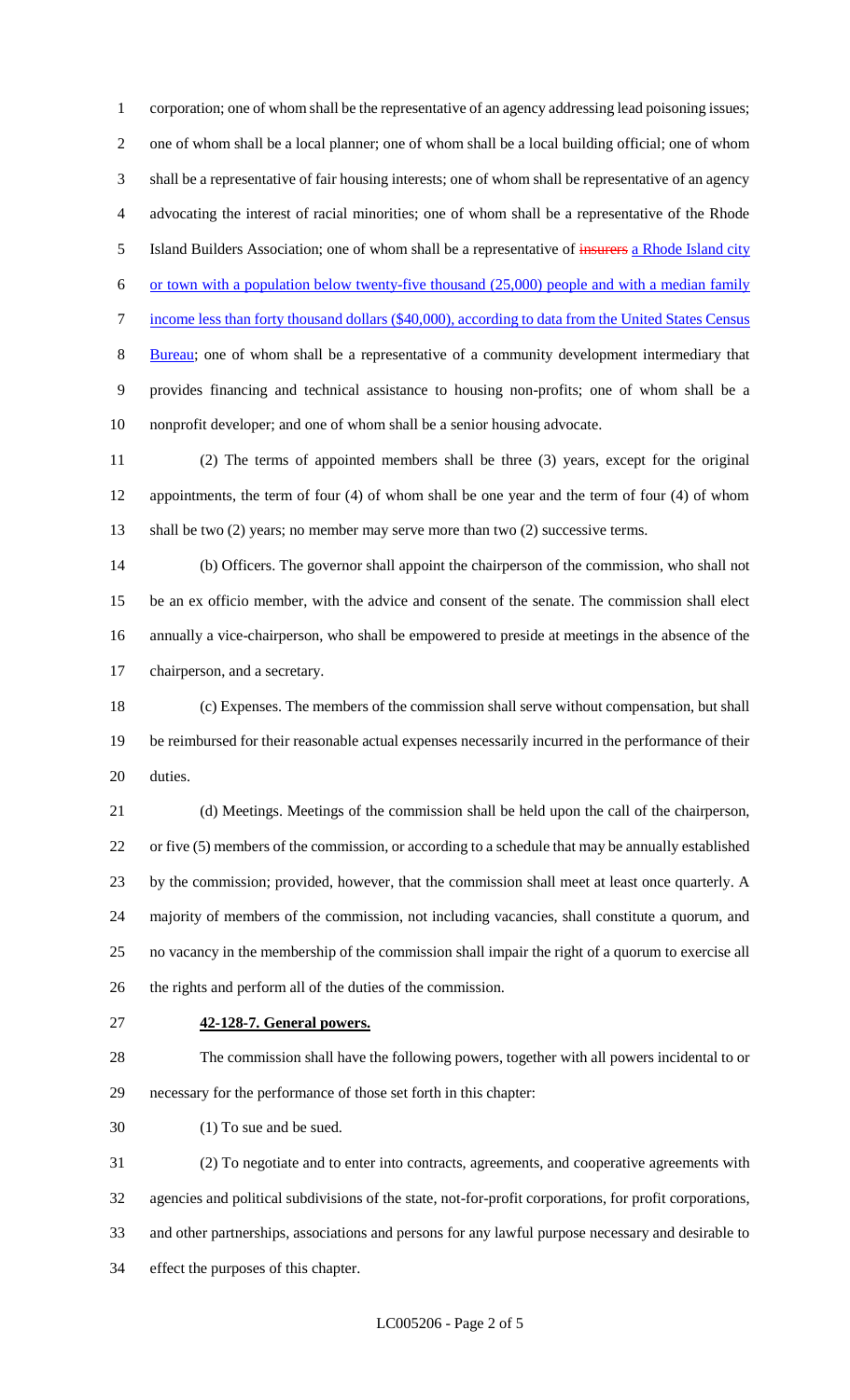corporation; one of whom shall be the representative of an agency addressing lead poisoning issues; one of whom shall be a local planner; one of whom shall be a local building official; one of whom shall be a representative of fair housing interests; one of whom shall be representative of an agency advocating the interest of racial minorities; one of whom shall be a representative of the Rhode Island Builders Association; one of whom shall be a representative of ~~insurers~~ a Rhode Island city or town with a population below twenty-five thousand (25,000) people and with a median family income less than forty thousand dollars ($40,000), according to data from the United States Census Bureau; one of whom shall be a representative of a community development intermediary that provides financing and technical assistance to housing non-profits; one of whom shall be a nonprofit developer; and one of whom shall be a senior housing advocate.

(2) The terms of appointed members shall be three (3) years, except for the original appointments, the term of four (4) of whom shall be one year and the term of four (4) of whom shall be two (2) years; no member may serve more than two (2) successive terms.

(b) Officers. The governor shall appoint the chairperson of the commission, who shall not be an ex officio member, with the advice and consent of the senate. The commission shall elect annually a vice-chairperson, who shall be empowered to preside at meetings in the absence of the chairperson, and a secretary.

(c) Expenses. The members of the commission shall serve without compensation, but shall be reimbursed for their reasonable actual expenses necessarily incurred in the performance of their duties.

(d) Meetings. Meetings of the commission shall be held upon the call of the chairperson, or five (5) members of the commission, or according to a schedule that may be annually established by the commission; provided, however, that the commission shall meet at least once quarterly. A majority of members of the commission, not including vacancies, shall constitute a quorum, and no vacancy in the membership of the commission shall impair the right of a quorum to exercise all the rights and perform all of the duties of the commission.

**42-128-7. General powers.**

The commission shall have the following powers, together with all powers incidental to or necessary for the performance of those set forth in this chapter:

(1) To sue and be sued.

(2) To negotiate and to enter into contracts, agreements, and cooperative agreements with agencies and political subdivisions of the state, not-for-profit corporations, for profit corporations, and other partnerships, associations and persons for any lawful purpose necessary and desirable to effect the purposes of this chapter.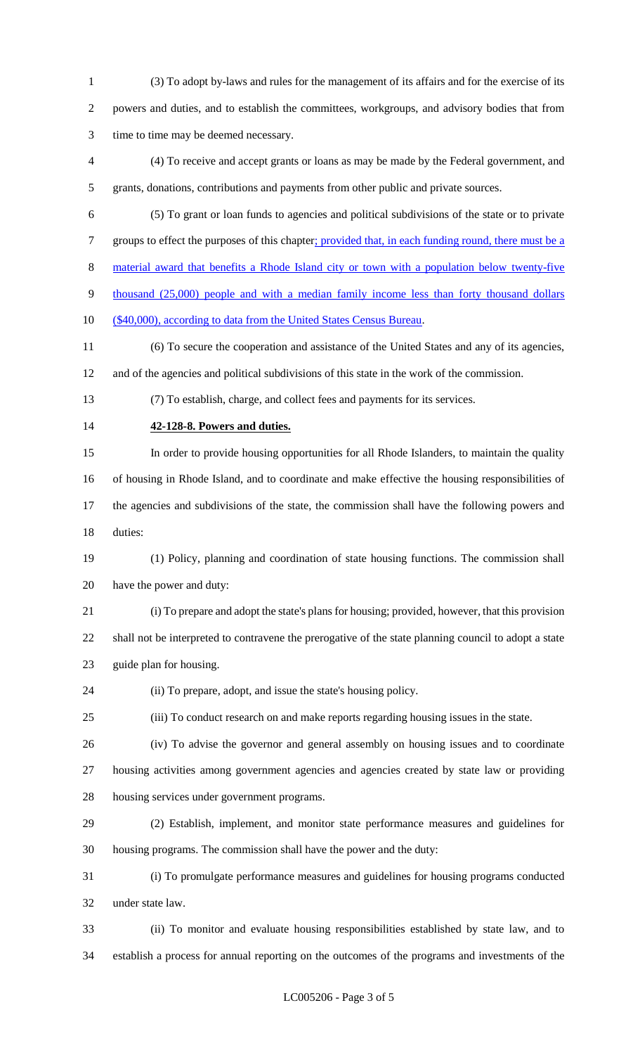(3) To adopt by-laws and rules for the management of its affairs and for the exercise of its powers and duties, and to establish the committees, workgroups, and advisory bodies that from time to time may be deemed necessary.

(4) To receive and accept grants or loans as may be made by the Federal government, and grants, donations, contributions and payments from other public and private sources.

(5) To grant or loan funds to agencies and political subdivisions of the state or to private groups to effect the purposes of this chapter; provided that, in each funding round, there must be a material award that benefits a Rhode Island city or town with a population below twenty-five thousand (25,000) people and with a median family income less than forty thousand dollars ($40,000), according to data from the United States Census Bureau.

(6) To secure the cooperation and assistance of the United States and any of its agencies, and of the agencies and political subdivisions of this state in the work of the commission.

(7) To establish, charge, and collect fees and payments for its services.

**42-128-8. Powers and duties.**

In order to provide housing opportunities for all Rhode Islanders, to maintain the quality of housing in Rhode Island, and to coordinate and make effective the housing responsibilities of the agencies and subdivisions of the state, the commission shall have the following powers and duties:

(1) Policy, planning and coordination of state housing functions. The commission shall have the power and duty:

(i) To prepare and adopt the state's plans for housing; provided, however, that this provision shall not be interpreted to contravene the prerogative of the state planning council to adopt a state guide plan for housing.

(ii) To prepare, adopt, and issue the state's housing policy.

(iii) To conduct research on and make reports regarding housing issues in the state.

(iv) To advise the governor and general assembly on housing issues and to coordinate housing activities among government agencies and agencies created by state law or providing housing services under government programs.

(2) Establish, implement, and monitor state performance measures and guidelines for housing programs. The commission shall have the power and the duty:

(i) To promulgate performance measures and guidelines for housing programs conducted under state law.

(ii) To monitor and evaluate housing responsibilities established by state law, and to establish a process for annual reporting on the outcomes of the programs and investments of the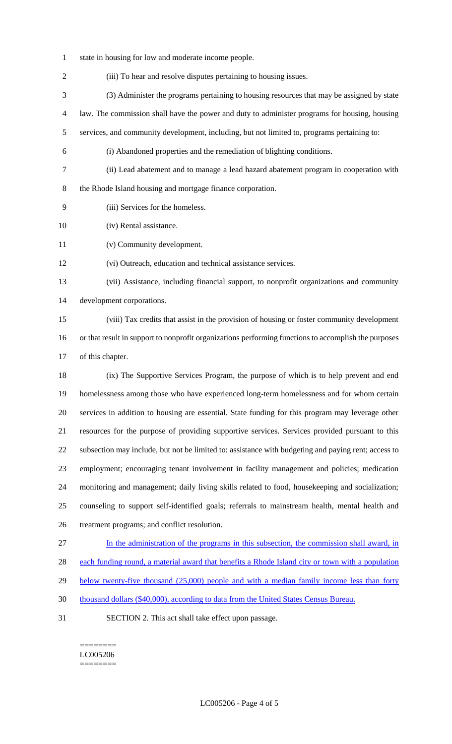state in housing for low and moderate income people.

(iii) To hear and resolve disputes pertaining to housing issues.

(3) Administer the programs pertaining to housing resources that may be assigned by state law. The commission shall have the power and duty to administer programs for housing, housing services, and community development, including, but not limited to, programs pertaining to:

(i) Abandoned properties and the remediation of blighting conditions.

(ii) Lead abatement and to manage a lead hazard abatement program in cooperation with the Rhode Island housing and mortgage finance corporation.

(iii) Services for the homeless.

(iv) Rental assistance.

(v) Community development.

(vi) Outreach, education and technical assistance services.

(vii) Assistance, including financial support, to nonprofit organizations and community development corporations.

(viii) Tax credits that assist in the provision of housing or foster community development or that result in support to nonprofit organizations performing functions to accomplish the purposes of this chapter.

(ix) The Supportive Services Program, the purpose of which is to help prevent and end homelessness among those who have experienced long-term homelessness and for whom certain services in addition to housing are essential. State funding for this program may leverage other resources for the purpose of providing supportive services. Services provided pursuant to this subsection may include, but not be limited to: assistance with budgeting and paying rent; access to employment; encouraging tenant involvement in facility management and policies; medication monitoring and management; daily living skills related to food, housekeeping and socialization; counseling to support self-identified goals; referrals to mainstream health, mental health and treatment programs; and conflict resolution.

In the administration of the programs in this subsection, the commission shall award, in each funding round, a material award that benefits a Rhode Island city or town with a population below twenty-five thousand (25,000) people and with a median family income less than forty thousand dollars ($40,000), according to data from the United States Census Bureau.

SECTION 2. This act shall take effect upon passage.

========
LC005206
========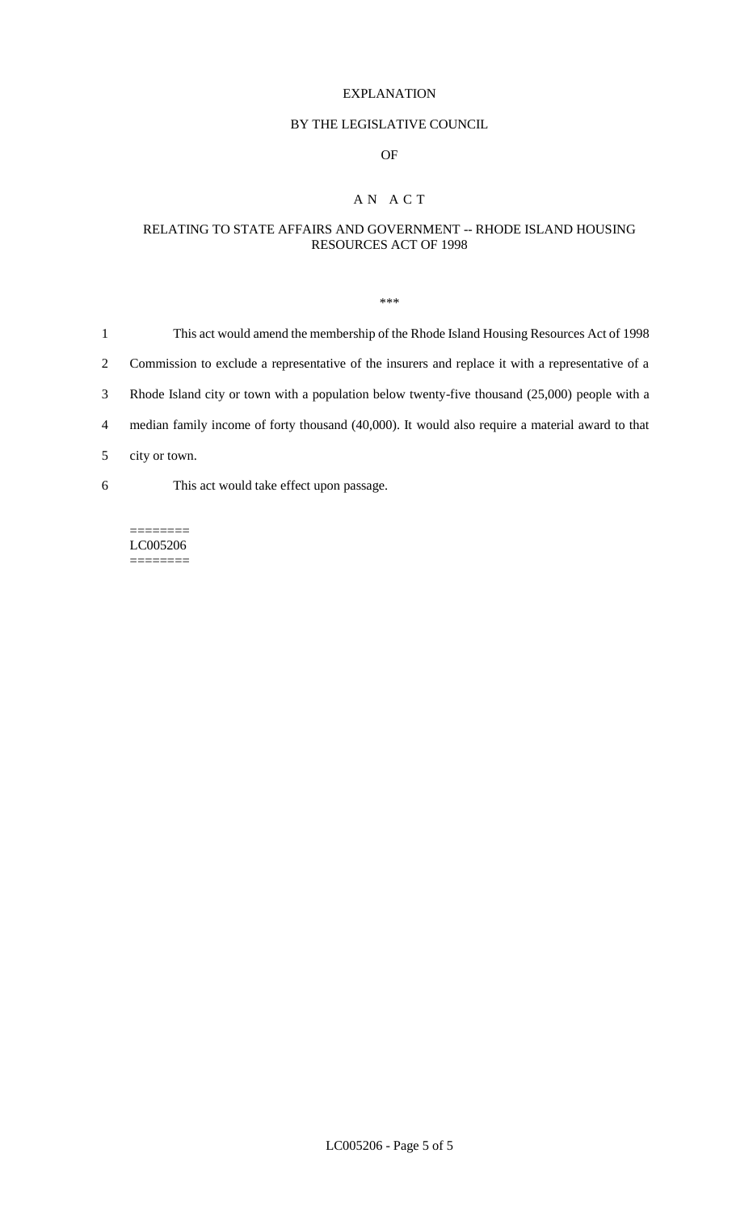EXPLANATION

BY THE LEGISLATIVE COUNCIL

OF

# A N A C T

RELATING TO STATE AFFAIRS AND GOVERNMENT -- RHODE ISLAND HOUSING RESOURCES ACT OF 1998

\*\*\*

1 This act would amend the membership of the Rhode Island Housing Resources Act of 1998
2 Commission to exclude a representative of the insurers and replace it with a representative of a
3 Rhode Island city or town with a population below twenty-five thousand (25,000) people with a
4 median family income of forty thousand (40,000). It would also require a material award to that
5 city or town.

6 This act would take effect upon passage.

========
LC005206
========